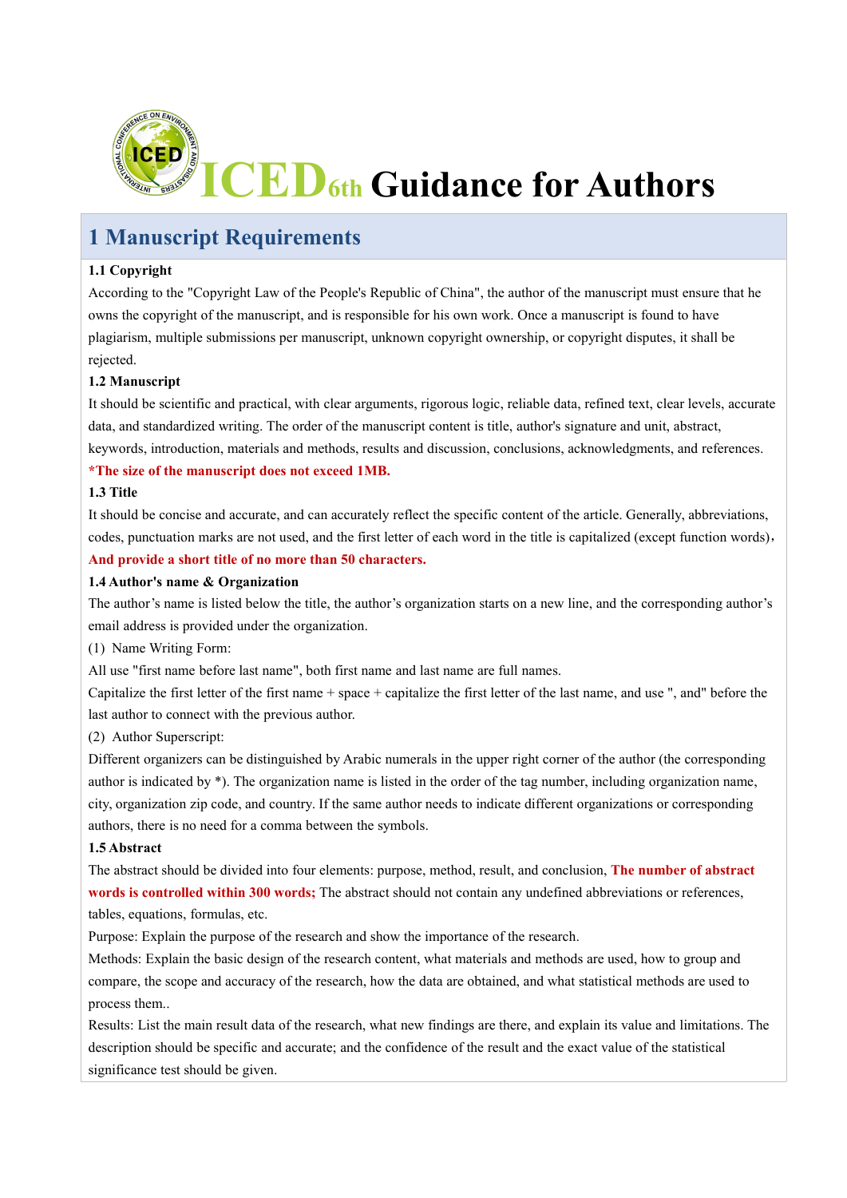# ICED6th Guidance for Authors

## 1 Manuscript Requirements

**1.1 Copyright**

According to the "Copyright Law of the People's Republic of China", the author of the manuscript must ensure that he owns the copyright of the manuscript, and is responsible for his own work. Once a manuscript is found to have plagiarism, multiple submissions per manuscript, unknown copyright ownership, or copyright disputes, it shall be rejected.

**1.2 Manuscript**

It should be scientific and practical, with clear arguments, rigorous logic, reliable data, refined text, clear levels, accurate data, and standardized writing. The order of the manuscript content is title, author's signature and unit, abstract, keywords, introduction, materials and methods, results and discussion, conclusions, acknowledgments, and references.

**\*The size of the manuscript does not exceed 1MB.**

**1.3 Title**

It should be concise and accurate, and can accurately reflect the specific content of the article. Generally, abbreviations, codes, punctuation marks are not used, and the first letter of each word in the title is capitalized (except function words)，**And provide a short title of no more than 50 characters.**

**1.4 Author's name & Organization**

The author's name is listed below the title, the author's organization starts on a new line, and the corresponding author's email address is provided under the organization.

(1) Name Writing Form:

All use "first name before last name", both first name and last name are full names.

Capitalize the first letter of the first name + space + capitalize the first letter of the last name, and use ", and" before the last author to connect with the previous author.

(2) Author Superscript:

Different organizers can be distinguished by Arabic numerals in the upper right corner of the author (the corresponding author is indicated by *). The organization name is listed in the order of the tag number, including organization name, city, organization zip code, and country. If the same author needs to indicate different organizations or corresponding authors, there is no need for a comma between the symbols.

**1.5 Abstract**

The abstract should be divided into four elements: purpose, method, result, and conclusion, **The number of abstract words is controlled within 300 words;** The abstract should not contain any undefined abbreviations or references, tables, equations, formulas, etc.

Purpose: Explain the purpose of the research and show the importance of the research.

Methods: Explain the basic design of the research content, what materials and methods are used, how to group and compare, the scope and accuracy of the research, how the data are obtained, and what statistical methods are used to process them..

Results: List the main result data of the research, what new findings are there, and explain its value and limitations. The description should be specific and accurate; and the confidence of the result and the exact value of the statistical significance test should be given.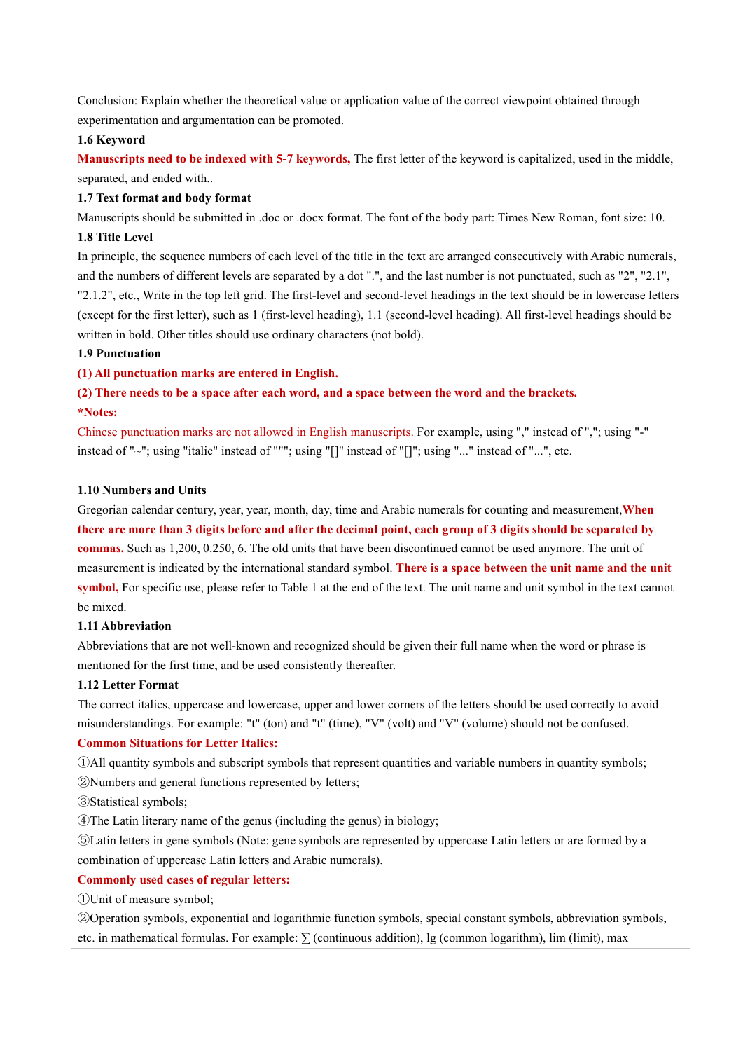Conclusion: Explain whether the theoretical value or application value of the correct viewpoint obtained through experimentation and argumentation can be promoted.

**1.6 Keyword**

**Manuscripts need to be indexed with 5-7 keywords,** The first letter of the keyword is capitalized, used in the middle, separated, and ended with..

**1.7 Text format and body format**

Manuscripts should be submitted in .doc or .docx format. The font of the body part: Times New Roman, font size: 10.

**1.8 Title Level**

In principle, the sequence numbers of each level of the title in the text are arranged consecutively with Arabic numerals, and the numbers of different levels are separated by a dot ".", and the last number is not punctuated, such as "2", "2.1", "2.1.2", etc., Write in the top left grid. The first-level and second-level headings in the text should be in lowercase letters (except for the first letter), such as 1 (first-level heading), 1.1 (second-level heading). All first-level headings should be written in bold. Other titles should use ordinary characters (not bold).

**1.9 Punctuation**

**(1) All punctuation marks are entered in English.**

**(2) There needs to be a space after each word, and a space between the word and the brackets.**

***Notes:**

Chinese punctuation marks are not allowed in English manuscripts. For example, using "," instead of ","; using "-" instead of "~"; using "italic" instead of """; using "[]" instead of "[]"; using "..." instead of "...", etc.

**1.10 Numbers and Units**

Gregorian calendar century, year, year, month, day, time and Arabic numerals for counting and measurement,**When there are more than 3 digits before and after the decimal point, each group of 3 digits should be separated by commas.** Such as 1,200, 0.250, 6. The old units that have been discontinued cannot be used anymore. The unit of measurement is indicated by the international standard symbol. **There is a space between the unit name and the unit symbol,** For specific use, please refer to Table 1 at the end of the text. The unit name and unit symbol in the text cannot be mixed.

**1.11 Abbreviation**

Abbreviations that are not well-known and recognized should be given their full name when the word or phrase is mentioned for the first time, and be used consistently thereafter.

**1.12 Letter Format**

The correct italics, uppercase and lowercase, upper and lower corners of the letters should be used correctly to avoid misunderstandings. For example: "t" (ton) and "t" (time), "V" (volt) and "V" (volume) should not be confused.

**Common Situations for Letter Italics:**

①All quantity symbols and subscript symbols that represent quantities and variable numbers in quantity symbols;

②Numbers and general functions represented by letters;

③Statistical symbols;

④The Latin literary name of the genus (including the genus) in biology;

⑤Latin letters in gene symbols (Note: gene symbols are represented by uppercase Latin letters or are formed by a combination of uppercase Latin letters and Arabic numerals).

**Commonly used cases of regular letters:**

①Unit of measure symbol;

②Operation symbols, exponential and logarithmic function symbols, special constant symbols, abbreviation symbols, etc. in mathematical formulas. For example: ∑ (continuous addition), lg (common logarithm), lim (limit), max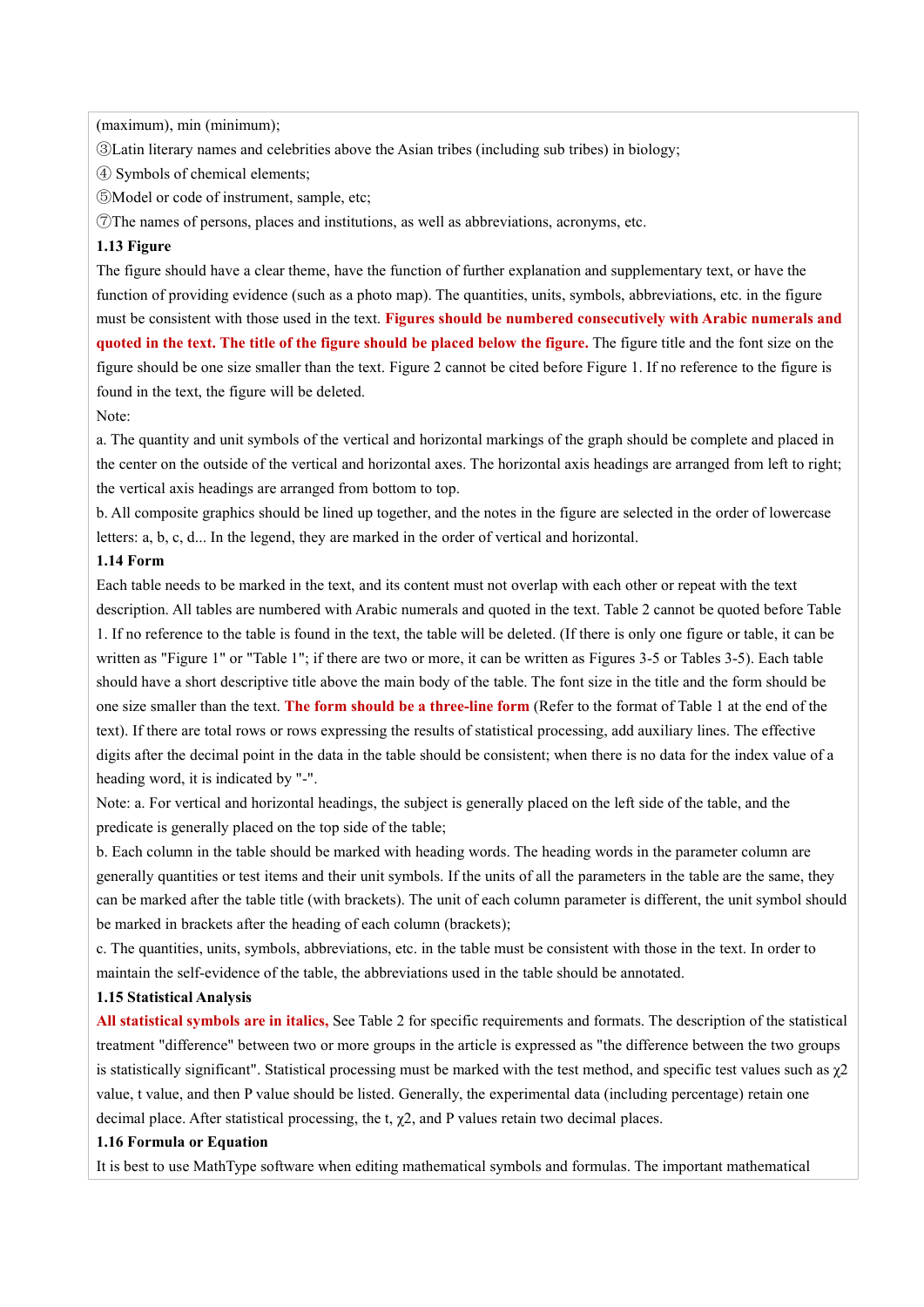(maximum), min (minimum);

③Latin literary names and celebrities above the Asian tribes (including sub tribes) in biology;

④ Symbols of chemical elements;

⑤Model or code of instrument, sample, etc;

⑦The names of persons, places and institutions, as well as abbreviations, acronyms, etc.

**1.13 Figure**

The figure should have a clear theme, have the function of further explanation and supplementary text, or have the function of providing evidence (such as a photo map). The quantities, units, symbols, abbreviations, etc. in the figure must be consistent with those used in the text. **Figures should be numbered consecutively with Arabic numerals and quoted in the text. The title of the figure should be placed below the figure.** The figure title and the font size on the figure should be one size smaller than the text. Figure 2 cannot be cited before Figure 1. If no reference to the figure is found in the text, the figure will be deleted.

Note:

a. The quantity and unit symbols of the vertical and horizontal markings of the graph should be complete and placed in the center on the outside of the vertical and horizontal axes. The horizontal axis headings are arranged from left to right; the vertical axis headings are arranged from bottom to top.

b. All composite graphics should be lined up together, and the notes in the figure are selected in the order of lowercase letters: a, b, c, d... In the legend, they are marked in the order of vertical and horizontal.

**1.14 Form**

Each table needs to be marked in the text, and its content must not overlap with each other or repeat with the text description. All tables are numbered with Arabic numerals and quoted in the text. Table 2 cannot be quoted before Table 1. If no reference to the table is found in the text, the table will be deleted. (If there is only one figure or table, it can be written as "Figure 1" or "Table 1"; if there are two or more, it can be written as Figures 3-5 or Tables 3-5). Each table should have a short descriptive title above the main body of the table. The font size in the title and the form should be one size smaller than the text. **The form should be a three-line form** (Refer to the format of Table 1 at the end of the text). If there are total rows or rows expressing the results of statistical processing, add auxiliary lines. The effective digits after the decimal point in the data in the table should be consistent; when there is no data for the index value of a heading word, it is indicated by "-".

Note: a. For vertical and horizontal headings, the subject is generally placed on the left side of the table, and the predicate is generally placed on the top side of the table;

b. Each column in the table should be marked with heading words. The heading words in the parameter column are generally quantities or test items and their unit symbols. If the units of all the parameters in the table are the same, they can be marked after the table title (with brackets). The unit of each column parameter is different, the unit symbol should be marked in brackets after the heading of each column (brackets);

c. The quantities, units, symbols, abbreviations, etc. in the table must be consistent with those in the text. In order to maintain the self-evidence of the table, the abbreviations used in the table should be annotated.

**1.15 Statistical Analysis**

**All statistical symbols are in italics,** See Table 2 for specific requirements and formats. The description of the statistical treatment "difference" between two or more groups in the article is expressed as "the difference between the two groups is statistically significant". Statistical processing must be marked with the test method, and specific test values such as $\chi 2$ value, t value, and then P value should be listed. Generally, the experimental data (including percentage) retain one decimal place. After statistical processing, the t, $\chi 2$, and P values retain two decimal places.

**1.16 Formula or Equation**

It is best to use MathType software when editing mathematical symbols and formulas. The important mathematical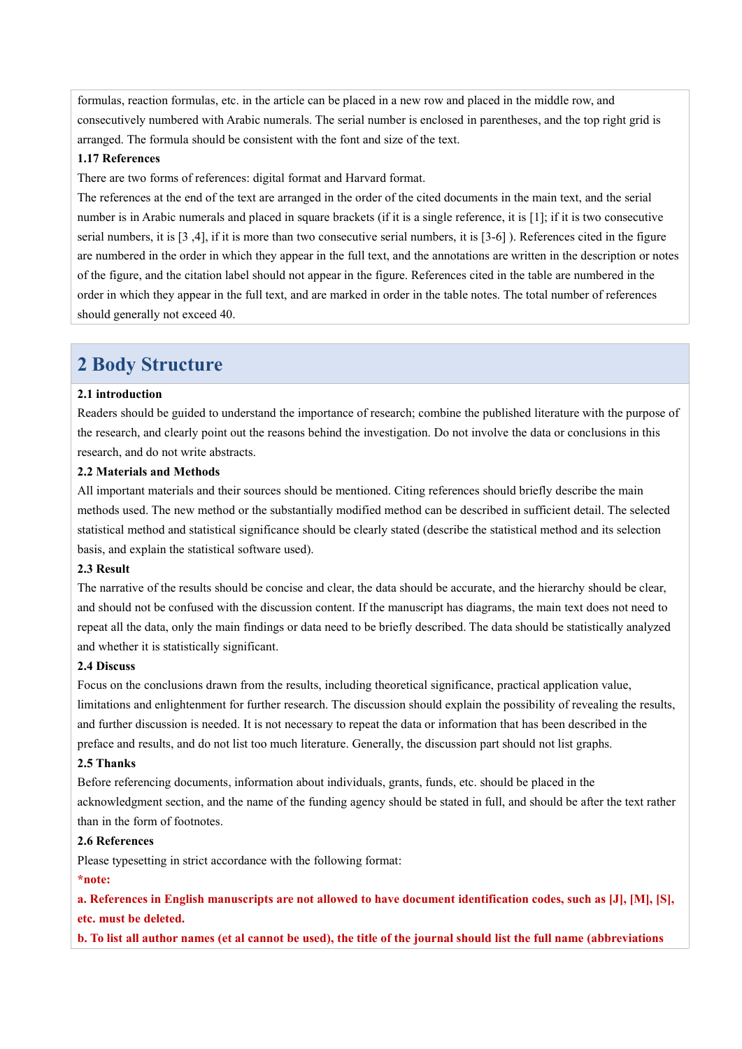formulas, reaction formulas, etc. in the article can be placed in a new row and placed in the middle row, and consecutively numbered with Arabic numerals. The serial number is enclosed in parentheses, and the top right grid is arranged. The formula should be consistent with the font and size of the text.

**1.17 References**

There are two forms of references: digital format and Harvard format.

The references at the end of the text are arranged in the order of the cited documents in the main text, and the serial number is in Arabic numerals and placed in square brackets (if it is a single reference, it is [1]; if it is two consecutive serial numbers, it is [3 ,4], if it is more than two consecutive serial numbers, it is [3-6] ). References cited in the figure are numbered in the order in which they appear in the full text, and the annotations are written in the description or notes of the figure, and the citation label should not appear in the figure. References cited in the table are numbered in the order in which they appear in the full text, and are marked in order in the table notes. The total number of references should generally not exceed 40.

## 2 Body Structure

**2.1 introduction**

Readers should be guided to understand the importance of research; combine the published literature with the purpose of the research, and clearly point out the reasons behind the investigation. Do not involve the data or conclusions in this research, and do not write abstracts.

**2.2 Materials and Methods**

All important materials and their sources should be mentioned. Citing references should briefly describe the main methods used. The new method or the substantially modified method can be described in sufficient detail. The selected statistical method and statistical significance should be clearly stated (describe the statistical method and its selection basis, and explain the statistical software used).

**2.3 Result**

The narrative of the results should be concise and clear, the data should be accurate, and the hierarchy should be clear, and should not be confused with the discussion content. If the manuscript has diagrams, the main text does not need to repeat all the data, only the main findings or data need to be briefly described. The data should be statistically analyzed and whether it is statistically significant.

**2.4 Discuss**

Focus on the conclusions drawn from the results, including theoretical significance, practical application value, limitations and enlightenment for further research. The discussion should explain the possibility of revealing the results, and further discussion is needed. It is not necessary to repeat the data or information that has been described in the preface and results, and do not list too much literature. Generally, the discussion part should not list graphs.

**2.5 Thanks**

Before referencing documents, information about individuals, grants, funds, etc. should be placed in the acknowledgment section, and the name of the funding agency should be stated in full, and should be after the text rather than in the form of footnotes.

**2.6 References**

Please typesetting in strict accordance with the following format:

***note:***

**a. References in English manuscripts are not allowed to have document identification codes, such as [J], [M], [S], etc. must be deleted.**

**b. To list all author names (et al cannot be used), the title of the journal should list the full name (abbreviations**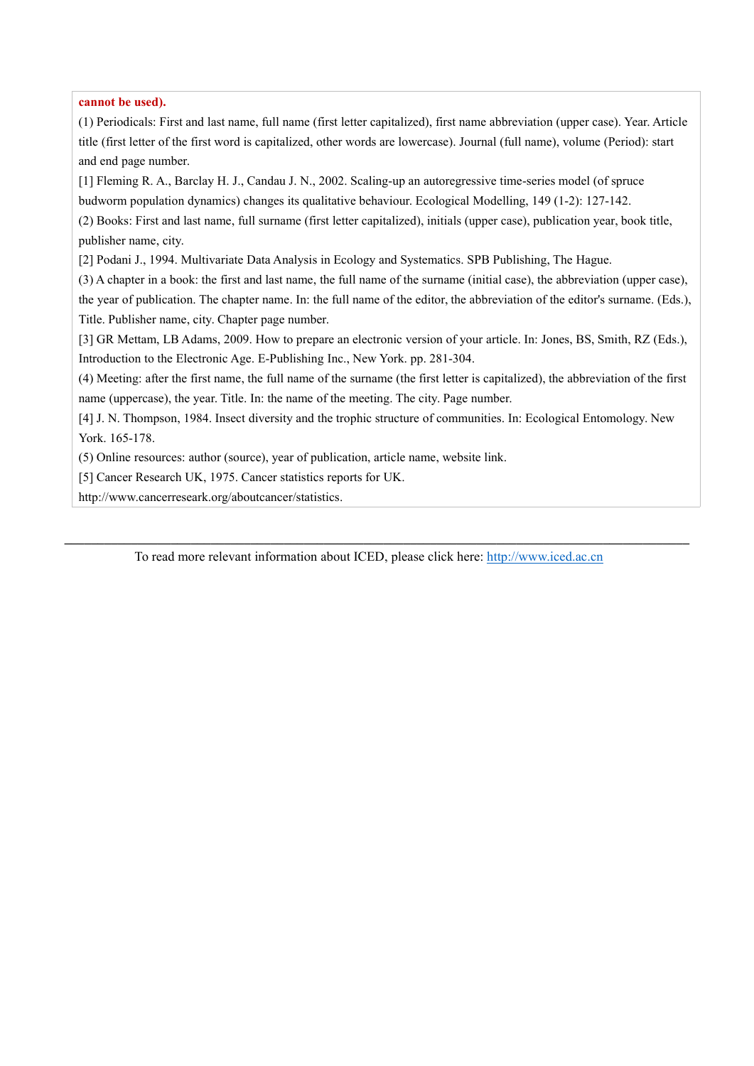**cannot be used).**

(1) Periodicals: First and last name, full name (first letter capitalized), first name abbreviation (upper case). Year. Article title (first letter of the first word is capitalized, other words are lowercase). Journal (full name), volume (Period): start and end page number.

[1] Fleming R. A., Barclay H. J., Candau J. N., 2002. Scaling-up an autoregressive time-series model (of spruce budworm population dynamics) changes its qualitative behaviour. Ecological Modelling, 149 (1-2): 127-142.

(2) Books: First and last name, full surname (first letter capitalized), initials (upper case), publication year, book title, publisher name, city.

[2] Podani J., 1994. Multivariate Data Analysis in Ecology and Systematics. SPB Publishing, The Hague.

(3) A chapter in a book: the first and last name, the full name of the surname (initial case), the abbreviation (upper case), the year of publication. The chapter name. In: the full name of the editor, the abbreviation of the editor's surname. (Eds.), Title. Publisher name, city. Chapter page number.

[3] GR Mettam, LB Adams, 2009. How to prepare an electronic version of your article. In: Jones, BS, Smith, RZ (Eds.), Introduction to the Electronic Age. E-Publishing Inc., New York. pp. 281-304.

(4) Meeting: after the first name, the full name of the surname (the first letter is capitalized), the abbreviation of the first name (uppercase), the year. Title. In: the name of the meeting. The city. Page number.

[4] J. N. Thompson, 1984. Insect diversity and the trophic structure of communities. In: Ecological Entomology. New York. 165-178.

(5) Online resources: author (source), year of publication, article name, website link.

[5] Cancer Research UK, 1975. Cancer statistics reports for UK. http://www.cancerreseark.org/aboutcancer/statistics.

---

To read more relevant information about ICED, please click here: http://www.iced.ac.cn